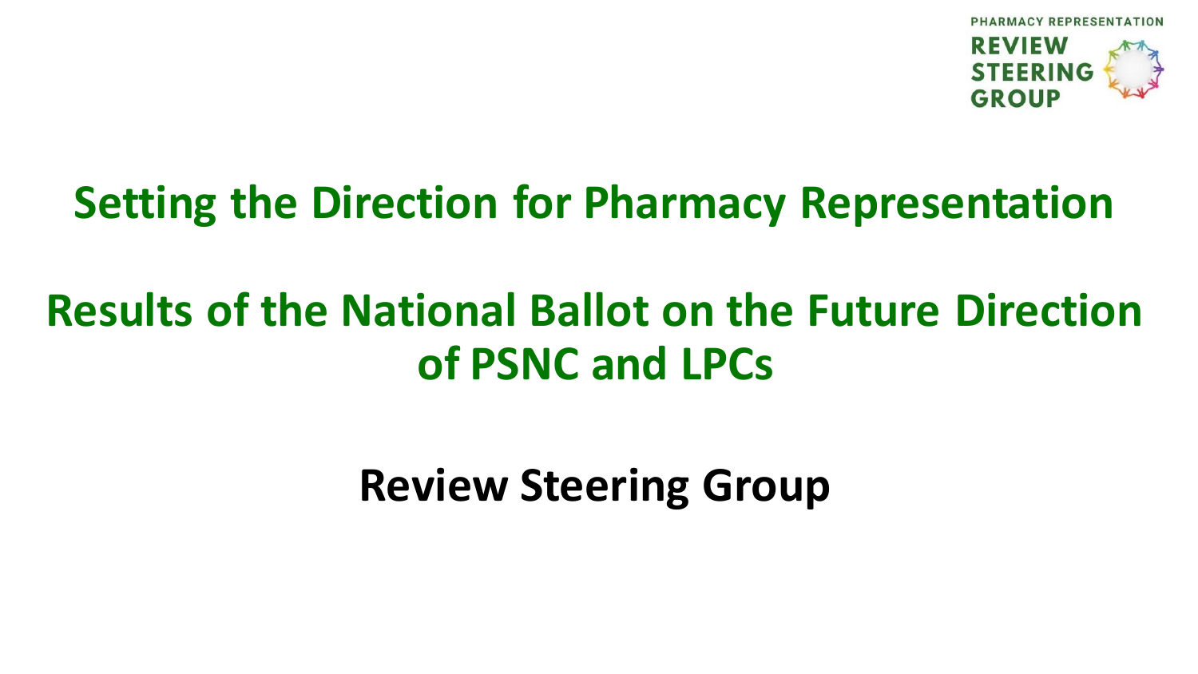PHARMACY REPRESENTATION REVIEW STEERING GROUP

# Setting the Direction for Pharmacy Representation

# Results of the National Ballot on the Future Direction of PSNC and LPCs

## Review Steering Group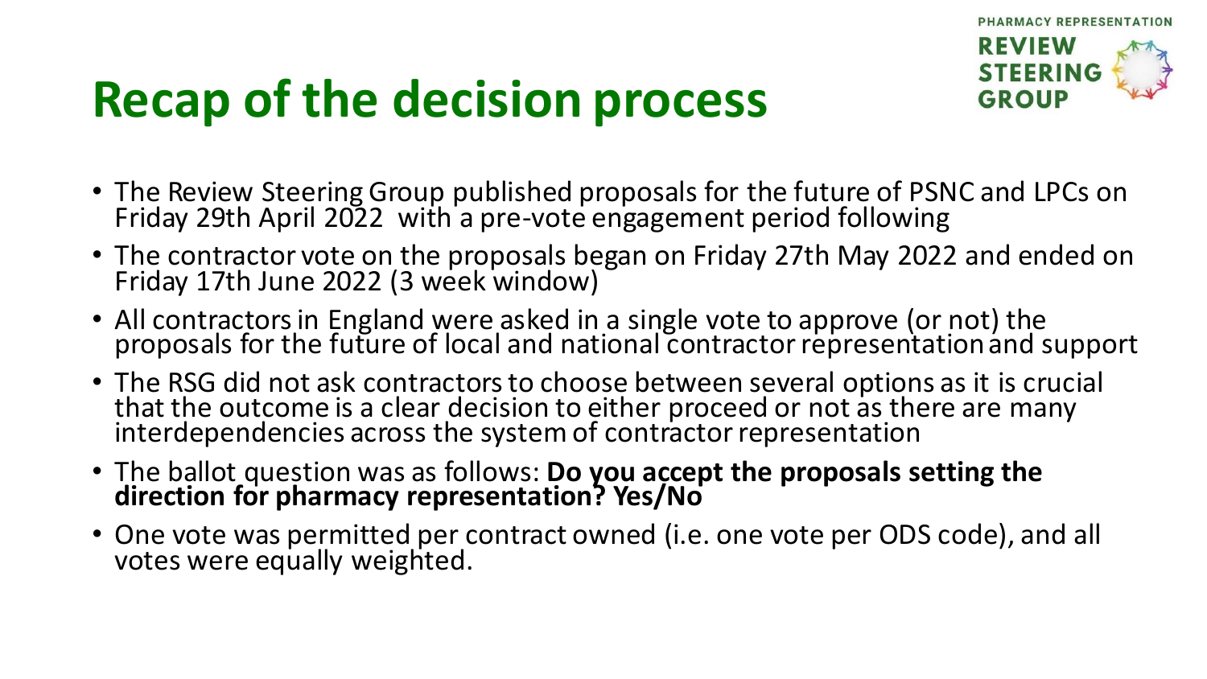# Recap of the decision process

- The Review Steering Group published proposals for the future of PSNC and LPCs on Friday 29th April 2022 with a pre-vote engagement period following
- The contractor vote on the proposals began on Friday 27th May 2022 and ended on Friday 17th June 2022 (3 week window)
- All contractors in England were asked in a single vote to approve (or not) the proposals for the future of local and national contractor representation and support
- The RSG did not ask contractors to choose between several options as it is crucial that the outcome is a clear decision to either proceed or not as there are many interdependencies across the system of contractor representation
- The ballot question was as follows: **Do you accept the proposals setting the direction for pharmacy representation? Yes/No**
- One vote was permitted per contract owned (i.e. one vote per ODS code), and all votes were equally weighted.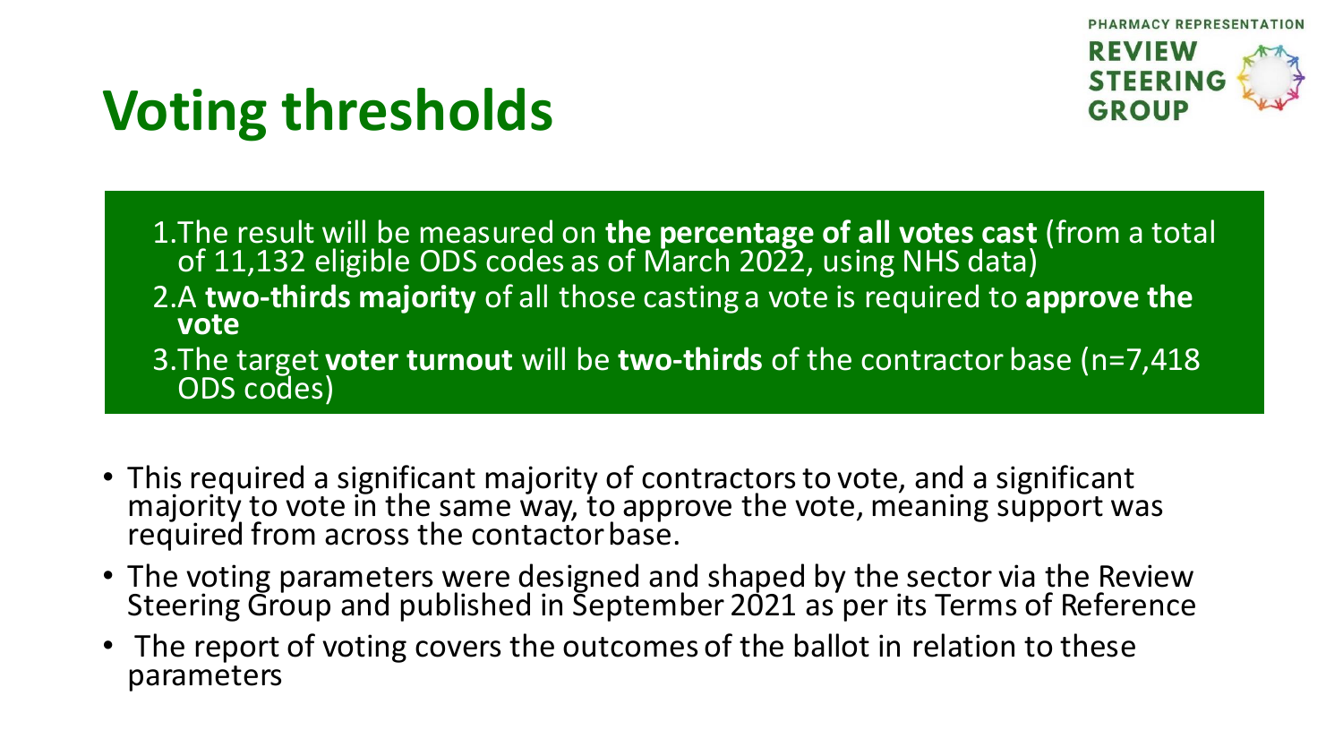# Voting thresholds

1. The result will be measured on **the percentage of all votes cast** (from a total of 11,132 eligible ODS codes as of March 2022, using NHS data)
2. A **two-thirds majority** of all those casting a vote is required to **approve the vote**
3. The target **voter turnout** will be **two-thirds** of the contractor base (n=7,418 ODS codes)

- This required a significant majority of contractors to vote, and a significant majority to vote in the same way, to approve the vote, meaning support was required from across the contactor base.
- The voting parameters were designed and shaped by the sector via the Review Steering Group and published in September 2021 as per its Terms of Reference
- The report of voting covers the outcomes of the ballot in relation to these parameters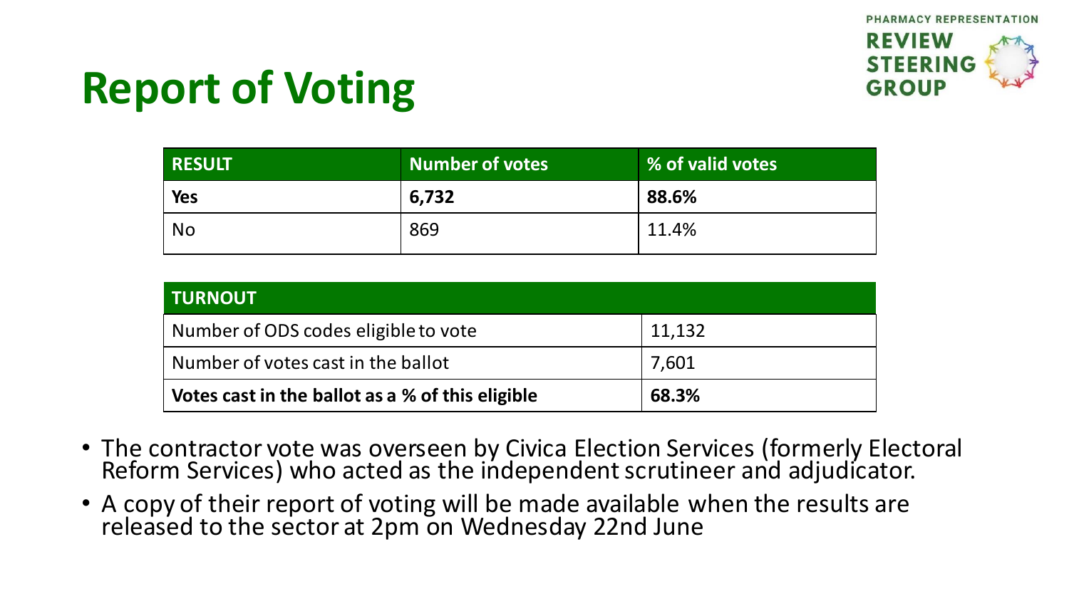# Report of Voting

| RESULT | Number of votes | % of valid votes |
|---|---|---|
| **Yes** | **6,732** | **88.6%** |
| No | 869 | 11.4% |

| TURNOUT | |
|---|---|
| Number of ODS codes eligible to vote | 11,132 |
| Number of votes cast in the ballot | 7,601 |
| **Votes cast in the ballot as a % of this eligible** | **68.3%** |

- The contractor vote was overseen by Civica Election Services (formerly Electoral Reform Services) who acted as the independent scrutineer and adjudicator.
- A copy of their report of voting will be made available when the results are released to the sector at 2pm on Wednesday 22nd June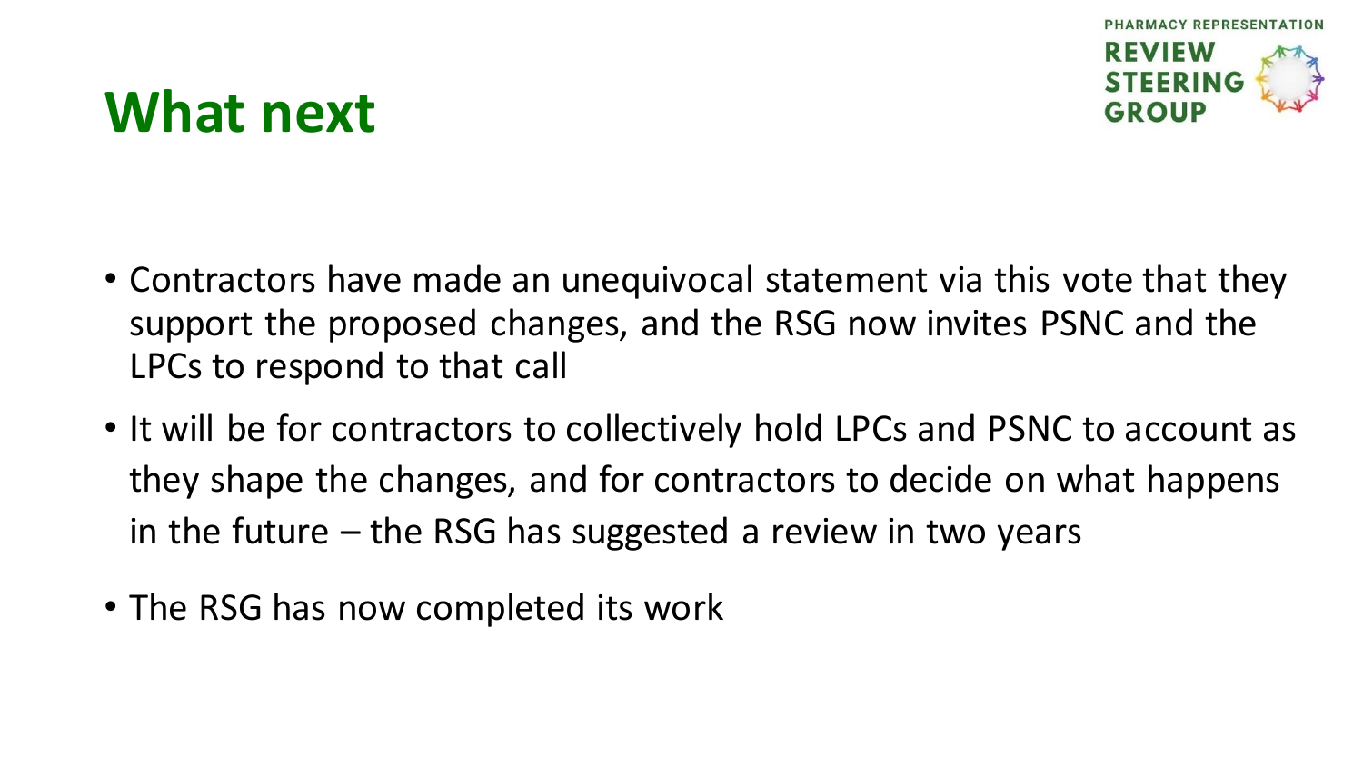# What next

- Contractors have made an unequivocal statement via this vote that they support the proposed changes, and the RSG now invites PSNC and the LPCs to respond to that call
- It will be for contractors to collectively hold LPCs and PSNC to account as they shape the changes, and for contractors to decide on what happens in the future – the RSG has suggested a review in two years
- The RSG has now completed its work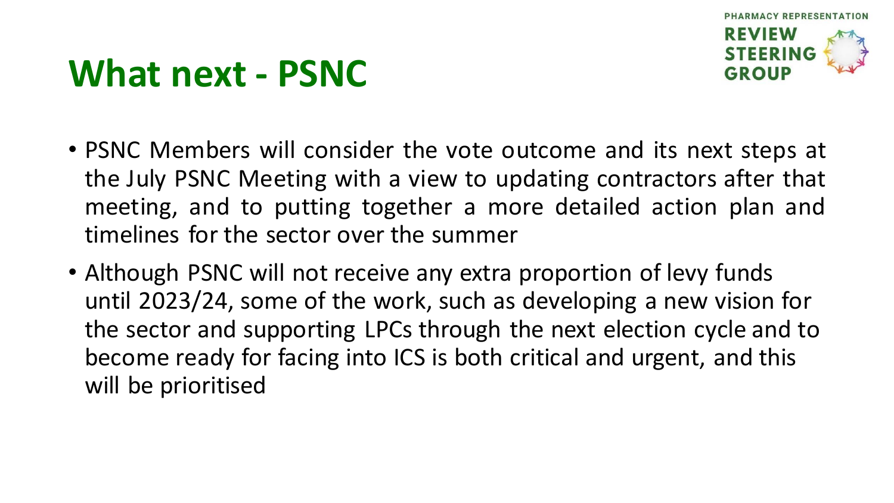# What next - PSNC

PHARMACY REPRESENTATION REVIEW STEERING GROUP

- PSNC Members will consider the vote outcome and its next steps at the July PSNC Meeting with a view to updating contractors after that meeting, and to putting together a more detailed action plan and timelines for the sector over the summer
- Although PSNC will not receive any extra proportion of levy funds until 2023/24, some of the work, such as developing a new vision for the sector and supporting LPCs through the next election cycle and to become ready for facing into ICS is both critical and urgent, and this will be prioritised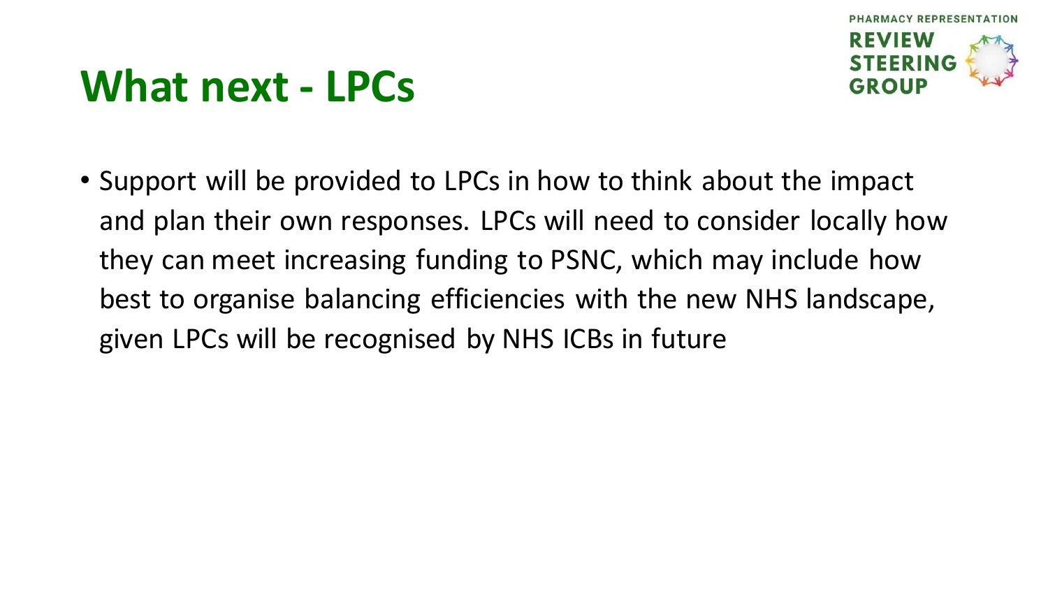# What next - LPCs

- Support will be provided to LPCs in how to think about the impact and plan their own responses. LPCs will need to consider locally how they can meet increasing funding to PSNC, which may include how best to organise balancing efficiencies with the new NHS landscape, given LPCs will be recognised by NHS ICBs in future